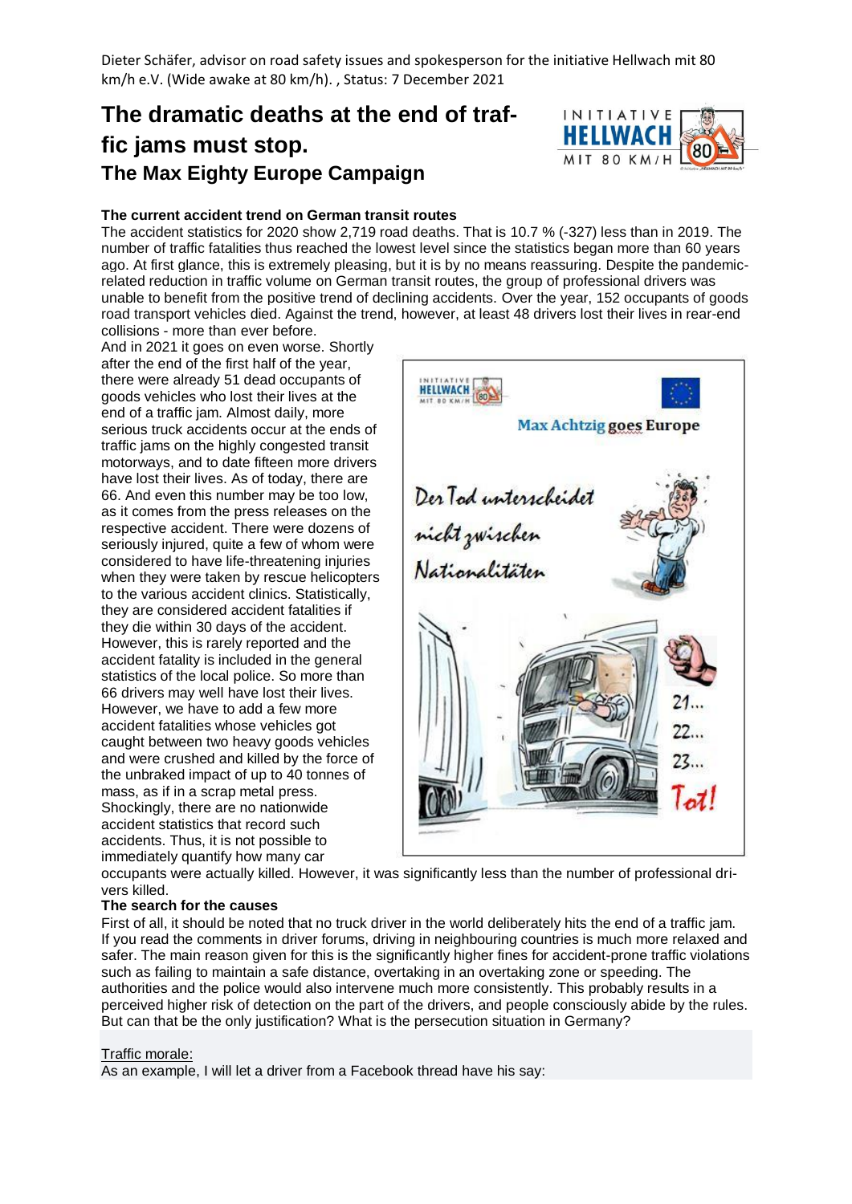Dieter Schäfer, advisor on road safety issues and spokesperson for the initiative Hellwach mit 80 km/h e.V. (Wide awake at 80 km/h). , Status: 7 December 2021

# The dramatic deaths at the end of traffic jams must stop.

## The Max Eighty Europe Campaign

**The current accident trend on German transit routes**

The accident statistics for 2020 show 2,719 road deaths. That is 10.7 % (-327) less than in 2019. The number of traffic fatalities thus reached the lowest level since the statistics began more than 60 years ago. At first glance, this is extremely pleasing, but it is by no means reassuring. Despite the pandemic-related reduction in traffic volume on German transit routes, the group of professional drivers was unable to benefit from the positive trend of declining accidents. Over the year, 152 occupants of goods road transport vehicles died. Against the trend, however, at least 48 drivers lost their lives in rear-end collisions - more than ever before.

And in 2021 it goes on even worse. Shortly after the end of the first half of the year, there were already 51 dead occupants of goods vehicles who lost their lives at the end of a traffic jam. Almost daily, more serious truck accidents occur at the ends of traffic jams on the highly congested transit motorways, and to date fifteen more drivers have lost their lives. As of today, there are 66. And even this number may be too low, as it comes from the press releases on the respective accident. There were dozens of seriously injured, quite a few of whom were considered to have life-threatening injuries when they were taken by rescue helicopters to the various accident clinics. Statistically, they are considered accident fatalities if they die within 30 days of the accident. However, this is rarely reported and the accident fatality is included in the general statistics of the local police. So more than 66 drivers may well have lost their lives. However, we have to add a few more accident fatalities whose vehicles got caught between two heavy goods vehicles and were crushed and killed by the force of the unbraked impact of up to 40 tonnes of mass, as if in a scrap metal press. Shockingly, there are no nationwide accident statistics that record such accidents. Thus, it is not possible to immediately quantify how many car occupants were actually killed. However, it was significantly less than the number of professional drivers killed.

**The search for the causes**

First of all, it should be noted that no truck driver in the world deliberately hits the end of a traffic jam. If you read the comments in driver forums, driving in neighbouring countries is much more relaxed and safer. The main reason given for this is the significantly higher fines for accident-prone traffic violations such as failing to maintain a safe distance, overtaking in an overtaking zone or speeding. The authorities and the police would also intervene much more consistently. This probably results in a perceived higher risk of detection on the part of the drivers, and people consciously abide by the rules. But can that be the only justification? What is the persecution situation in Germany?

Traffic morale:

As an example, I will let a driver from a Facebook thread have his say: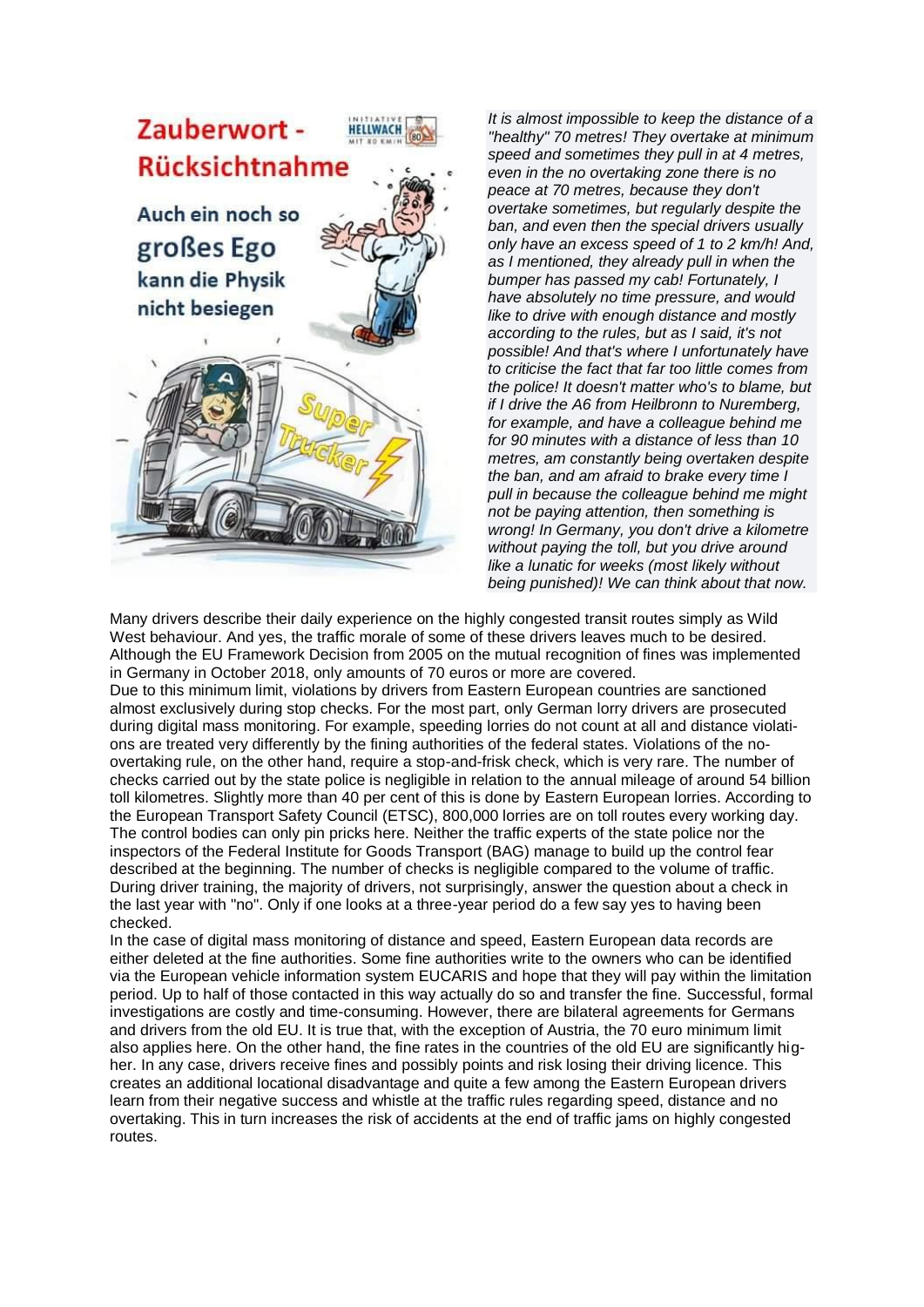*It is almost impossible to keep the distance of a "healthy" 70 metres! They overtake at minimum speed and sometimes they pull in at 4 metres, even in the no overtaking zone there is no peace at 70 metres, because they don't overtake sometimes, but regularly despite the ban, and even then the special drivers usually only have an excess speed of 1 to 2 km/h! And, as I mentioned, they already pull in when the bumper has passed my cab! Fortunately, I have absolutely no time pressure, and would like to drive with enough distance and mostly according to the rules, but as I said, it's not possible! And that's where I unfortunately have to criticise the fact that far too little comes from the police! It doesn't matter who's to blame, but if I drive the A6 from Heilbronn to Nuremberg, for example, and have a colleague behind me for 90 minutes with a distance of less than 10 metres, am constantly being overtaken despite the ban, and am afraid to brake every time I pull in because the colleague behind me might not be paying attention, then something is wrong! In Germany, you don't drive a kilometre without paying the toll, but you drive around like a lunatic for weeks (most likely without being punished)! We can think about that now.*

Many drivers describe their daily experience on the highly congested transit routes simply as Wild West behaviour. And yes, the traffic morale of some of these drivers leaves much to be desired. Although the EU Framework Decision from 2005 on the mutual recognition of fines was implemented in Germany in October 2018, only amounts of 70 euros or more are covered.

Due to this minimum limit, violations by drivers from Eastern European countries are sanctioned almost exclusively during stop checks. For the most part, only German lorry drivers are prosecuted during digital mass monitoring. For example, speeding lorries do not count at all and distance violations are treated very differently by the fining authorities of the federal states. Violations of the no-overtaking rule, on the other hand, require a stop-and-frisk check, which is very rare. The number of checks carried out by the state police is negligible in relation to the annual mileage of around 54 billion toll kilometres. Slightly more than 40 per cent of this is done by Eastern European lorries. According to the European Transport Safety Council (ETSC), 800,000 lorries are on toll routes every working day. The control bodies can only pin pricks here. Neither the traffic experts of the state police nor the inspectors of the Federal Institute for Goods Transport (BAG) manage to build up the control fear described at the beginning. The number of checks is negligible compared to the volume of traffic. During driver training, the majority of drivers, not surprisingly, answer the question about a check in the last year with "no". Only if one looks at a three-year period do a few say yes to having been checked.

In the case of digital mass monitoring of distance and speed, Eastern European data records are either deleted at the fine authorities. Some fine authorities write to the owners who can be identified via the European vehicle information system EUCARIS and hope that they will pay within the limitation period. Up to half of those contacted in this way actually do so and transfer the fine. Successful, formal investigations are costly and time-consuming. However, there are bilateral agreements for Germans and drivers from the old EU. It is true that, with the exception of Austria, the 70 euro minimum limit also applies here. On the other hand, the fine rates in the countries of the old EU are significantly higher. In any case, drivers receive fines and possibly points and risk losing their driving licence. This creates an additional locational disadvantage and quite a few among the Eastern European drivers learn from their negative success and whistle at the traffic rules regarding speed, distance and no overtaking. This in turn increases the risk of accidents at the end of traffic jams on highly congested routes.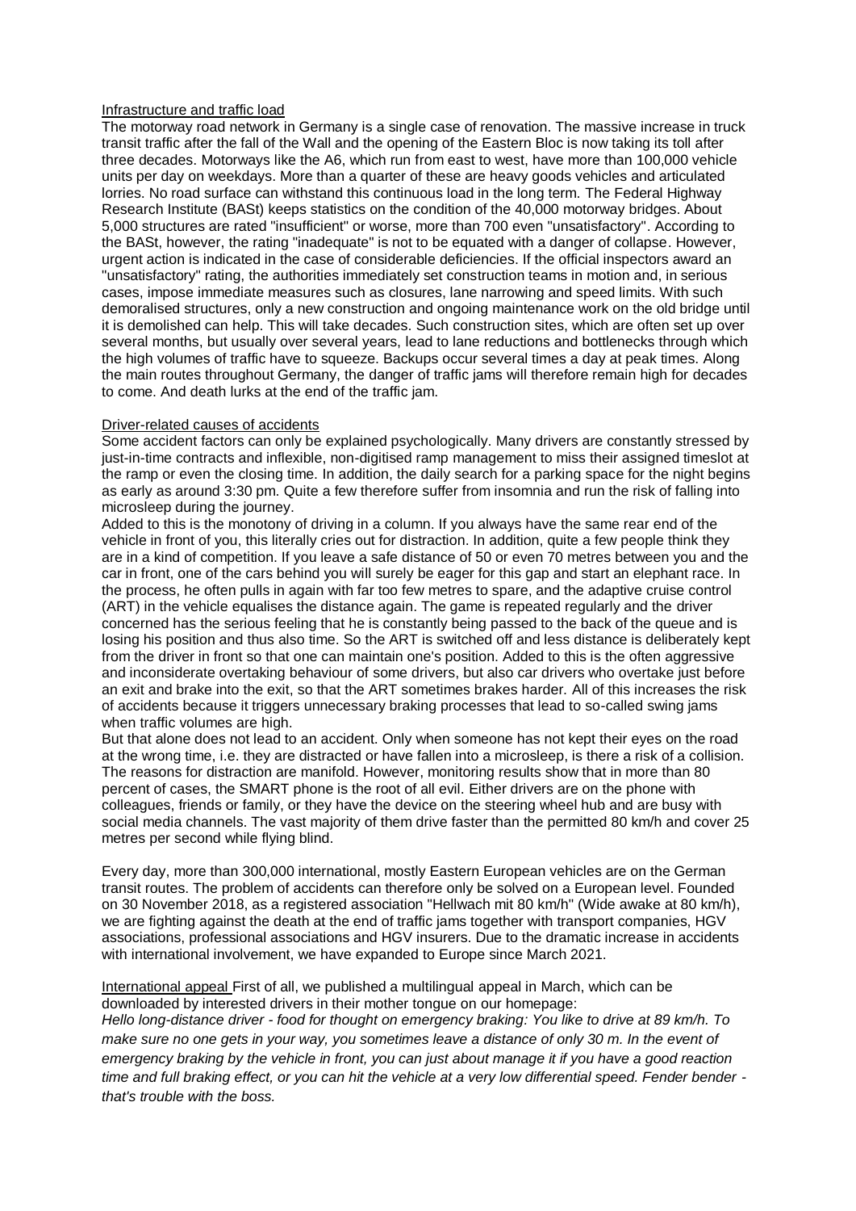## Infrastructure and traffic load

The motorway road network in Germany is a single case of renovation. The massive increase in truck transit traffic after the fall of the Wall and the opening of the Eastern Bloc is now taking its toll after three decades. Motorways like the A6, which run from east to west, have more than 100,000 vehicle units per day on weekdays. More than a quarter of these are heavy goods vehicles and articulated lorries. No road surface can withstand this continuous load in the long term. The Federal Highway Research Institute (BASt) keeps statistics on the condition of the 40,000 motorway bridges. About 5,000 structures are rated "insufficient" or worse, more than 700 even "unsatisfactory". According to the BASt, however, the rating "inadequate" is not to be equated with a danger of collapse. However, urgent action is indicated in the case of considerable deficiencies. If the official inspectors award an "unsatisfactory" rating, the authorities immediately set construction teams in motion and, in serious cases, impose immediate measures such as closures, lane narrowing and speed limits. With such demoralised structures, only a new construction and ongoing maintenance work on the old bridge until it is demolished can help. This will take decades. Such construction sites, which are often set up over several months, but usually over several years, lead to lane reductions and bottlenecks through which the high volumes of traffic have to squeeze. Backups occur several times a day at peak times. Along the main routes throughout Germany, the danger of traffic jams will therefore remain high for decades to come. And death lurks at the end of the traffic jam.

## Driver-related causes of accidents

Some accident factors can only be explained psychologically. Many drivers are constantly stressed by just-in-time contracts and inflexible, non-digitised ramp management to miss their assigned timeslot at the ramp or even the closing time. In addition, the daily search for a parking space for the night begins as early as around 3:30 pm. Quite a few therefore suffer from insomnia and run the risk of falling into microsleep during the journey.

Added to this is the monotony of driving in a column. If you always have the same rear end of the vehicle in front of you, this literally cries out for distraction. In addition, quite a few people think they are in a kind of competition. If you leave a safe distance of 50 or even 70 metres between you and the car in front, one of the cars behind you will surely be eager for this gap and start an elephant race. In the process, he often pulls in again with far too few metres to spare, and the adaptive cruise control (ART) in the vehicle equalises the distance again. The game is repeated regularly and the driver concerned has the serious feeling that he is constantly being passed to the back of the queue and is losing his position and thus also time. So the ART is switched off and less distance is deliberately kept from the driver in front so that one can maintain one's position. Added to this is the often aggressive and inconsiderate overtaking behaviour of some drivers, but also car drivers who overtake just before an exit and brake into the exit, so that the ART sometimes brakes harder. All of this increases the risk of accidents because it triggers unnecessary braking processes that lead to so-called swing jams when traffic volumes are high.

But that alone does not lead to an accident. Only when someone has not kept their eyes on the road at the wrong time, i.e. they are distracted or have fallen into a microsleep, is there a risk of a collision. The reasons for distraction are manifold. However, monitoring results show that in more than 80 percent of cases, the SMART phone is the root of all evil. Either drivers are on the phone with colleagues, friends or family, or they have the device on the steering wheel hub and are busy with social media channels. The vast majority of them drive faster than the permitted 80 km/h and cover 25 metres per second while flying blind.

Every day, more than 300,000 international, mostly Eastern European vehicles are on the German transit routes. The problem of accidents can therefore only be solved on a European level. Founded on 30 November 2018, as a registered association "Hellwach mit 80 km/h" (Wide awake at 80 km/h), we are fighting against the death at the end of traffic jams together with transport companies, HGV associations, professional associations and HGV insurers. Due to the dramatic increase in accidents with international involvement, we have expanded to Europe since March 2021.

## International appeal

First of all, we published a multilingual appeal in March, which can be downloaded by interested drivers in their mother tongue on our homepage:

*Hello long-distance driver - food for thought on emergency braking: You like to drive at 89 km/h. To make sure no one gets in your way, you sometimes leave a distance of only 30 m. In the event of emergency braking by the vehicle in front, you can just about manage it if you have a good reaction time and full braking effect, or you can hit the vehicle at a very low differential speed. Fender bender - that's trouble with the boss.*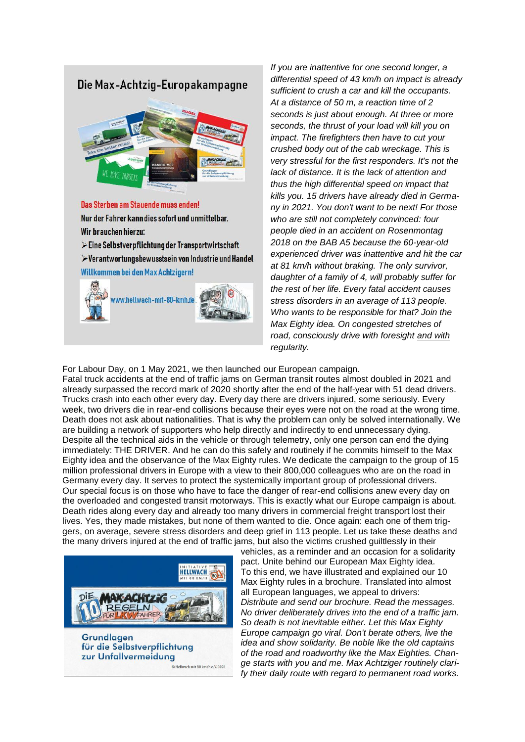Die Max-Achtzig-Europakampagne

Das Sterben am Stauende muss enden!

Nur der Fahrer kann dies sofort und unmittelbar.

Wir brauchen hierzu:

- Eine Selbstverpflichtung der Transportwirtschaft
- Verantwortungsbewusstsein von Industrie und Handel

Willkommen bei den Max Achtzigern!

www.hellwach-mit-80-kmh.de

*If you are inattentive for one second longer, a differential speed of 43 km/h on impact is already sufficient to crush a car and kill the occupants. At a distance of 50 m, a reaction time of 2 seconds is just about enough. At three or more seconds, the thrust of your load will kill you on impact. The firefighters then have to cut your crushed body out of the cab wreckage. This is very stressful for the first responders. It's not the lack of distance. It is the lack of attention and thus the high differential speed on impact that kills you. 15 drivers have already died in Germany in 2021. You don't want to be next! For those who are still not completely convinced: four people died in an accident on Rosenmontag 2018 on the BAB A5 because the 60-year-old experienced driver was inattentive and hit the car at 81 km/h without braking. The only survivor, daughter of a family of 4, will probably suffer for the rest of her life. Every fatal accident causes stress disorders in an average of 113 people. Who wants to be responsible for that? Join the Max Eighty idea. On congested stretches of road, consciously drive with foresight and with regularity.*

For Labour Day, on 1 May 2021, we then launched our European campaign.
Fatal truck accidents at the end of traffic jams on German transit routes almost doubled in 2021 and already surpassed the record mark of 2020 shortly after the end of the half-year with 51 dead drivers. Trucks crash into each other every day. Every day there are drivers injured, some seriously. Every week, two drivers die in rear-end collisions because their eyes were not on the road at the wrong time. Death does not ask about nationalities. That is why the problem can only be solved internationally. We are building a network of supporters who help directly and indirectly to end unnecessary dying. Despite all the technical aids in the vehicle or through telemetry, only one person can end the dying immediately: THE DRIVER. And he can do this safely and routinely if he commits himself to the Max Eighty idea and the observance of the Max Eighty rules. We dedicate the campaign to the group of 15 million professional drivers in Europe with a view to their 800,000 colleagues who are on the road in Germany every day. It serves to protect the systemically important group of professional drivers. Our special focus is on those who have to face the danger of rear-end collisions anew every day on the overloaded and congested transit motorways. This is exactly what our Europe campaign is about. Death rides along every day and already too many drivers in commercial freight transport lost their lives. Yes, they made mistakes, but none of them wanted to die. Once again: each one of them triggers, on average, severe stress disorders and deep grief in 113 people. Let us take these deaths and the many drivers injured at the end of traffic jams, but also the victims crushed guiltlessly in their vehicles, as a reminder and an occasion for a solidarity pact. Unite behind our European Max Eighty idea.
To this end, we have illustrated and explained our 10 Max Eighty rules in a brochure. Translated into almost all European languages, we appeal to drivers:
*Distribute and send our brochure. Read the messages. No driver deliberately drives into the end of a traffic jam. So death is not inevitable either. Let this Max Eighty Europe campaign go viral. Don't berate others, live the idea and show solidarity. Be noble like the old captains of the road and roadworthy like the Max Eighties. Change starts with you and me. Max Achtziger routinely clarify their daily route with regard to permanent road works.*

INITIATIVE HELLWACH MIT 80 KM/H

DIE MAX ACHTZIG 10 REGELN FÜR LKW FAHRER

Grundlagen für die Selbstverpflichtung zur Unfallvermeidung

© Hellwach mit 80 km/h e. V. 2021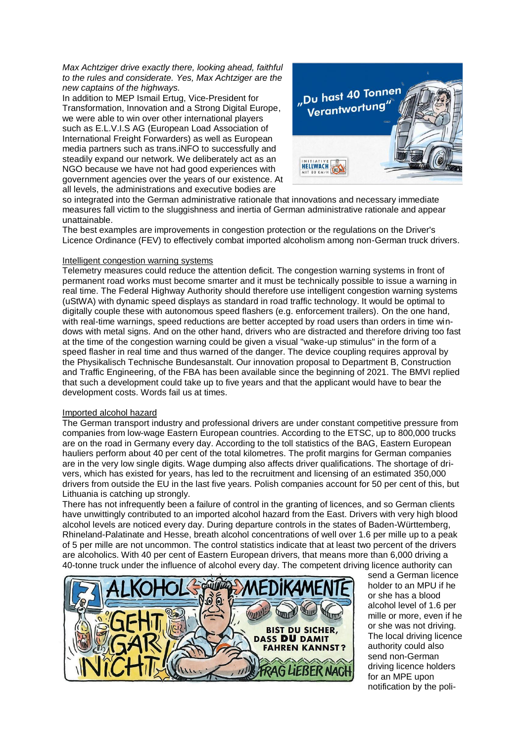*Max Achtziger drive exactly there, looking ahead, faithful to the rules and considerate. Yes, Max Achtziger are the new captains of the highways.*

In addition to MEP Ismail Ertug, Vice-President for Transformation, Innovation and a Strong Digital Europe, we were able to win over other international players such as E.L.V.I.S AG (European Load Association of International Freight Forwarders) as well as European media partners such as trans.iNFO to successfully and steadily expand our network. We deliberately act as an NGO because we have not had good experiences with government agencies over the years of our existence. At all levels, the administrations and executive bodies are so integrated into the German administrative rationale that innovations and necessary immediate measures fall victim to the sluggishness and inertia of German administrative rationale and appear unattainable.

The best examples are improvements in congestion protection or the regulations on the Driver's Licence Ordinance (FEV) to effectively combat imported alcoholism among non-German truck drivers.

## Intelligent congestion warning systems

Telemetry measures could reduce the attention deficit. The congestion warning systems in front of permanent road works must become smarter and it must be technically possible to issue a warning in real time. The Federal Highway Authority should therefore use intelligent congestion warning systems (uStWA) with dynamic speed displays as standard in road traffic technology. It would be optimal to digitally couple these with autonomous speed flashers (e.g. enforcement trailers). On the one hand, with real-time warnings, speed reductions are better accepted by road users than orders in time windows with metal signs. And on the other hand, drivers who are distracted and therefore driving too fast at the time of the congestion warning could be given a visual "wake-up stimulus" in the form of a speed flasher in real time and thus warned of the danger. The device coupling requires approval by the Physikalisch Technische Bundesanstalt. Our innovation proposal to Department B, Construction and Traffic Engineering, of the FBA has been available since the beginning of 2021. The BMVI replied that such a development could take up to five years and that the applicant would have to bear the development costs. Words fail us at times.

## Imported alcohol hazard

The German transport industry and professional drivers are under constant competitive pressure from companies from low-wage Eastern European countries. According to the ETSC, up to 800,000 trucks are on the road in Germany every day. According to the toll statistics of the BAG, Eastern European hauliers perform about 40 per cent of the total kilometres. The profit margins for German companies are in the very low single digits. Wage dumping also affects driver qualifications. The shortage of drivers, which has existed for years, has led to the recruitment and licensing of an estimated 350,000 drivers from outside the EU in the last five years. Polish companies account for 50 per cent of this, but Lithuania is catching up strongly.

There has not infrequently been a failure of control in the granting of licences, and so German clients have unwittingly contributed to an imported alcohol hazard from the East. Drivers with very high blood alcohol levels are noticed every day. During departure controls in the states of Baden-Württemberg, Rhineland-Palatinate and Hesse, breath alcohol concentrations of well over 1.6 per mille up to a peak of 5 per mille are not uncommon. The control statistics indicate that at least two percent of the drivers are alcoholics. With 40 per cent of Eastern European drivers, that means more than 6,000 driving a 40-tonne truck under the influence of alcohol every day. The competent driving licence authority can send a German licence holder to an MPU if he or she has a blood alcohol level of 1.6 per mille or more, even if he or she was not driving. The local driving licence authority could also send non-German driving licence holders for an MPE upon notification by the poli-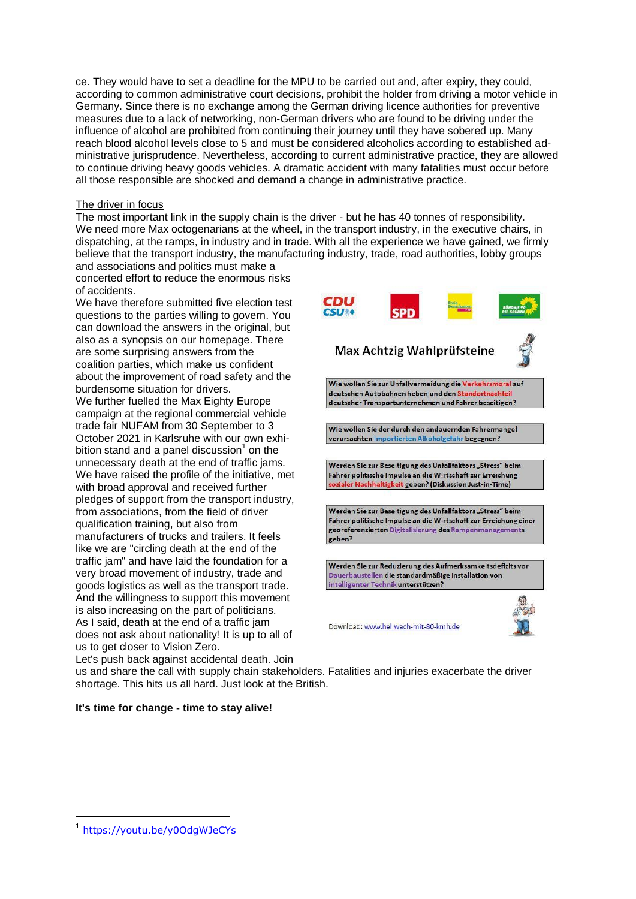ce. They would have to set a deadline for the MPU to be carried out and, after expiry, they could, according to common administrative court decisions, prohibit the holder from driving a motor vehicle in Germany. Since there is no exchange among the German driving licence authorities for preventive measures due to a lack of networking, non-German drivers who are found to be driving under the influence of alcohol are prohibited from continuing their journey until they have sobered up. Many reach blood alcohol levels close to 5 and must be considered alcoholics according to established administrative jurisprudence. Nevertheless, according to current administrative practice, they are allowed to continue driving heavy goods vehicles. A dramatic accident with many fatalities must occur before all those responsible are shocked and demand a change in administrative practice.

## The driver in focus

The most important link in the supply chain is the driver - but he has 40 tonnes of responsibility. We need more Max octogenarians at the wheel, in the transport industry, in the executive chairs, in dispatching, at the ramps, in industry and in trade. With all the experience we have gained, we firmly believe that the transport industry, the manufacturing industry, trade, road authorities, lobby groups and associations and politics must make a concerted effort to reduce the enormous risks of accidents.

We have therefore submitted five election test questions to the parties willing to govern. You can download the answers in the original, but also as a synopsis on our homepage. There are some surprising answers from the coalition parties, which make us confident about the improvement of road safety and the burdensome situation for drivers.

We further fuelled the Max Eighty Europe campaign at the regional commercial vehicle trade fair NUFAM from 30 September to 3 October 2021 in Karlsruhe with our own exhibition stand and a panel discussion[1] on the unnecessary death at the end of traffic jams. We have raised the profile of the initiative, met with broad approval and received further pledges of support from the transport industry, from associations, from the field of driver qualification training, but also from manufacturers of trucks and trailers. It feels like we are "circling death at the end of the traffic jam" and have laid the foundation for a very broad movement of industry, trade and goods logistics as well as the transport trade. And the willingness to support this movement is also increasing on the part of politicians.

As I said, death at the end of a traffic jam does not ask about nationality! It is up to all of us to get closer to Vision Zero.

Let's push back against accidental death. Join us and share the call with supply chain stakeholders. Fatalities and injuries exacerbate the driver shortage. This hits us all hard. Just look at the British.

CDU CSU | SPD | Freie Demokraten FDP | BÜNDNIS 90 DIE GRÜNEN

Max Achtzig Wahlprüfsteine

Wie wollen Sie zur Unfallvermeidung die Verkehrsmoral auf deutschen Autobahnen heben und den Standortnachteil deutscher Transportunternehmen und Fahrer beseitigen?

Wie wollen Sie der durch den andauernden Fahrermangel verursachten importierten Alkoholgefahr begegnen?

Werden Sie zur Beseitigung des Unfallfaktors „Stress" beim Fahrer politische Impulse an die Wirtschaft zur Erreichung sozialer Nachhaltigkeit geben? (Diskussion Just-in-Time)

Werden Sie zur Beseitigung des Unfallfaktors „Stress" beim Fahrer politische Impulse an die Wirtschaft zur Erreichung einer georeferenzierten Digitalisierung des Rampenmanagements geben?

Werden Sie zur Reduzierung des Aufmerksamkeitsdefizits vor Dauerbaustellen die standardmäßige Installation von intelligenter Technik unterstützen?

Download: www.hellwach-mit-80-kmh.de

**It's time for change - time to stay alive!**

[1] https://youtu.be/y0OdgWJeCYs